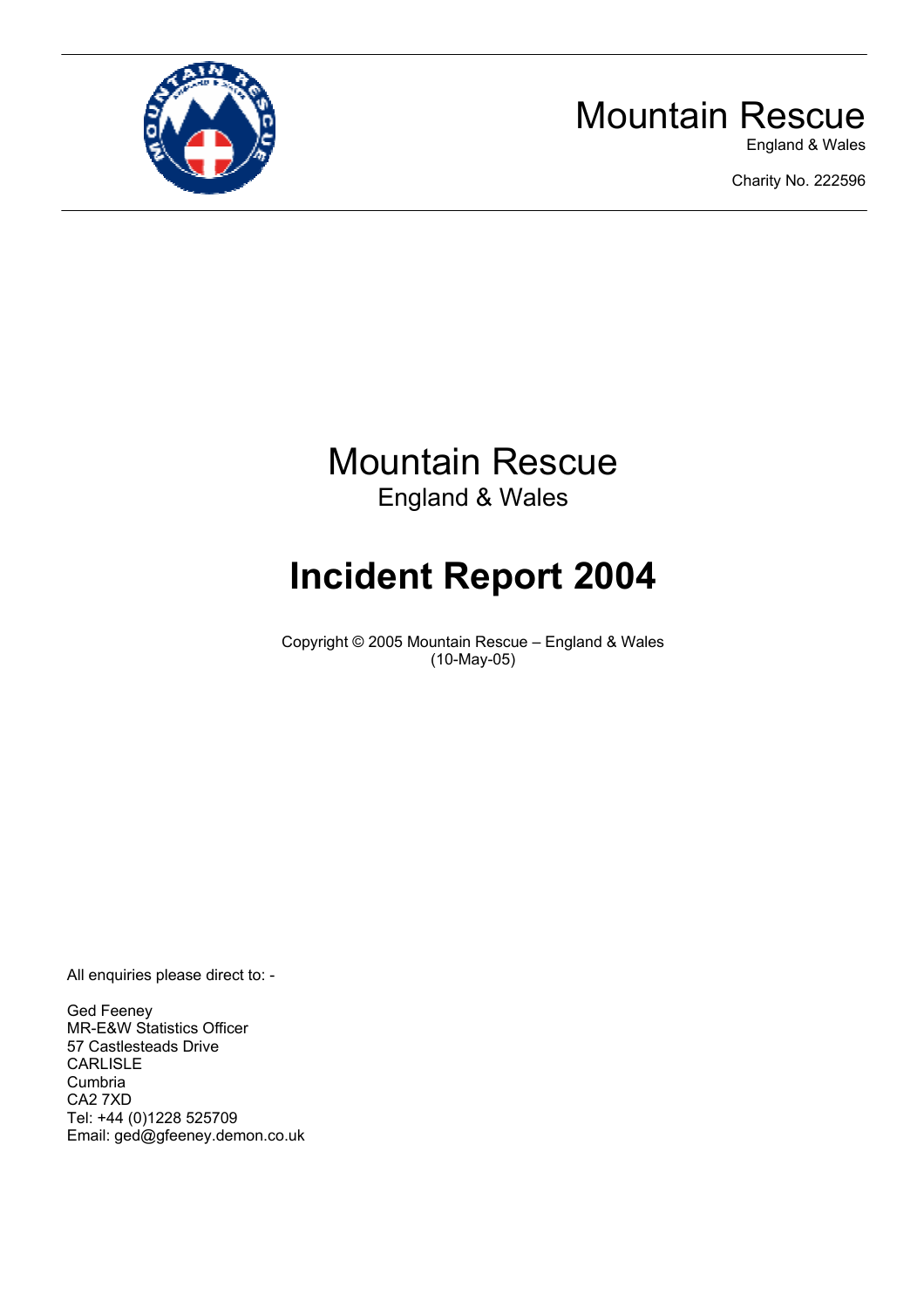Mountain Rescue
England & Wales

Charity No. 222596

# Mountain Rescue
England & Wales

# Incident Report 2004

Copyright © 2005 Mountain Rescue – England & Wales
(10-May-05)

All enquiries please direct to: -

Ged Feeney
MR-E&W Statistics Officer
57 Castlesteads Drive
CARLISLE
Cumbria
CA2 7XD
Tel: +44 (0)1228 525709
Email: ged@gfeeney.demon.co.uk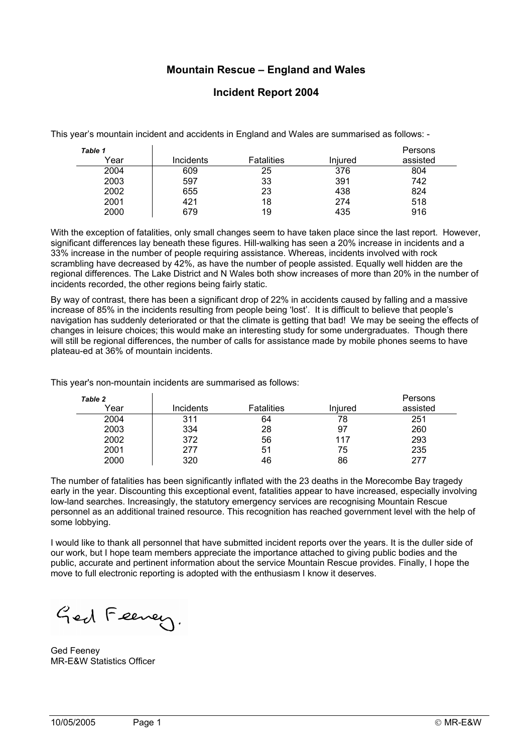# Mountain Rescue – England and Wales

## Incident Report 2004

This year's mountain incident and accidents in England and Wales are summarised as follows: -

*Table 1*

| Year | Incidents | Fatalities | Injured | Persons assisted |
|---|---|---|---|---|
| 2004 | 609 | 25 | 376 | 804 |
| 2003 | 597 | 33 | 391 | 742 |
| 2002 | 655 | 23 | 438 | 824 |
| 2001 | 421 | 18 | 274 | 518 |
| 2000 | 679 | 19 | 435 | 916 |

With the exception of fatalities, only small changes seem to have taken place since the last report. However, significant differences lay beneath these figures. Hill-walking has seen a 20% increase in incidents and a 33% increase in the number of people requiring assistance. Whereas, incidents involved with rock scrambling have decreased by 42%, as have the number of people assisted. Equally well hidden are the regional differences. The Lake District and N Wales both show increases of more than 20% in the number of incidents recorded, the other regions being fairly static.

By way of contrast, there has been a significant drop of 22% in accidents caused by falling and a massive increase of 85% in the incidents resulting from people being 'lost'. It is difficult to believe that people's navigation has suddenly deteriorated or that the climate is getting that bad! We may be seeing the effects of changes in leisure choices; this would make an interesting study for some undergraduates. Though there will still be regional differences, the number of calls for assistance made by mobile phones seems to have plateau-ed at 36% of mountain incidents.

This year's non-mountain incidents are summarised as follows:

*Table 2*

| Year | Incidents | Fatalities | Injured | Persons assisted |
|---|---|---|---|---|
| 2004 | 311 | 64 | 78 | 251 |
| 2003 | 334 | 28 | 97 | 260 |
| 2002 | 372 | 56 | 117 | 293 |
| 2001 | 277 | 51 | 75 | 235 |
| 2000 | 320 | 46 | 86 | 277 |

The number of fatalities has been significantly inflated with the 23 deaths in the Morecombe Bay tragedy early in the year. Discounting this exceptional event, fatalities appear to have increased, especially involving low-land searches. Increasingly, the statutory emergency services are recognising Mountain Rescue personnel as an additional trained resource. This recognition has reached government level with the help of some lobbying.

I would like to thank all personnel that have submitted incident reports over the years. It is the duller side of our work, but I hope team members appreciate the importance attached to giving public bodies and the public, accurate and pertinent information about the service Mountain Rescue provides. Finally, I hope the move to full electronic reporting is adopted with the enthusiasm I know it deserves.

Ged Feeney

Ged Feeney
MR-E&W Statistics Officer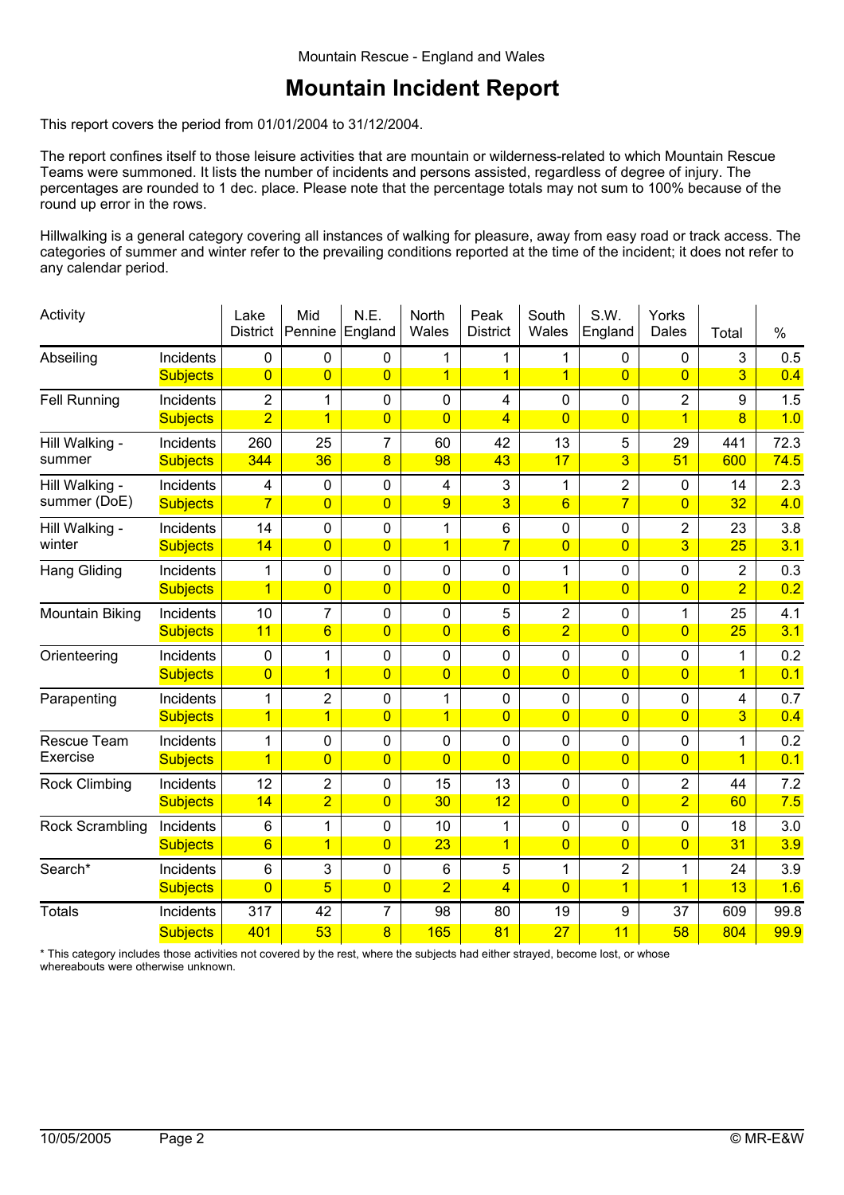Mountain Rescue - England and Wales

# Mountain Incident Report

This report covers the period from 01/01/2004 to 31/12/2004.

The report confines itself to those leisure activities that are mountain or wilderness-related to which Mountain Rescue Teams were summoned. It lists the number of incidents and persons assisted, regardless of degree of injury. The percentages are rounded to 1 dec. place. Please note that the percentage totals may not sum to 100% because of the round up error in the rows.

Hillwalking is a general category covering all instances of walking for pleasure, away from easy road or track access. The categories of summer and winter refer to the prevailing conditions reported at the time of the incident; it does not refer to any calendar period.

| Activity | | Lake District | Mid Pennine | N.E. England | North Wales | Peak District | South Wales | S.W. England | Yorks Dales | Total | % |
|---|---|---|---|---|---|---|---|---|---|---|---|
| Abseiling | Incidents | 0 | 0 | 0 | 1 | 1 | 1 | 0 | 0 | 3 | 0.5 |
| | Subjects | 0 | 0 | 0 | 1 | 1 | 1 | 0 | 0 | 3 | 0.4 |
| Fell Running | Incidents | 2 | 1 | 0 | 0 | 4 | 0 | 0 | 2 | 9 | 1.5 |
| | Subjects | 2 | 1 | 0 | 0 | 4 | 0 | 0 | 1 | 8 | 1.0 |
| Hill Walking - summer | Incidents | 260 | 25 | 7 | 60 | 42 | 13 | 5 | 29 | 441 | 72.3 |
| | Subjects | 344 | 36 | 8 | 98 | 43 | 17 | 3 | 51 | 600 | 74.5 |
| Hill Walking - summer (DoE) | Incidents | 4 | 0 | 0 | 4 | 3 | 1 | 2 | 0 | 14 | 2.3 |
| | Subjects | 7 | 0 | 0 | 9 | 3 | 6 | 7 | 0 | 32 | 4.0 |
| Hill Walking - winter | Incidents | 14 | 0 | 0 | 1 | 6 | 0 | 0 | 2 | 23 | 3.8 |
| | Subjects | 14 | 0 | 0 | 1 | 7 | 0 | 0 | 3 | 25 | 3.1 |
| Hang Gliding | Incidents | 1 | 0 | 0 | 0 | 0 | 1 | 0 | 0 | 2 | 0.3 |
| | Subjects | 1 | 0 | 0 | 0 | 0 | 1 | 0 | 0 | 2 | 0.2 |
| Mountain Biking | Incidents | 10 | 7 | 0 | 0 | 5 | 2 | 0 | 1 | 25 | 4.1 |
| | Subjects | 11 | 6 | 0 | 0 | 6 | 2 | 0 | 0 | 25 | 3.1 |
| Orienteering | Incidents | 0 | 1 | 0 | 0 | 0 | 0 | 0 | 0 | 1 | 0.2 |
| | Subjects | 0 | 1 | 0 | 0 | 0 | 0 | 0 | 0 | 1 | 0.1 |
| Parapenting | Incidents | 1 | 2 | 0 | 1 | 0 | 0 | 0 | 0 | 4 | 0.7 |
| | Subjects | 1 | 1 | 0 | 1 | 0 | 0 | 0 | 0 | 3 | 0.4 |
| Rescue Team Exercise | Incidents | 1 | 0 | 0 | 0 | 0 | 0 | 0 | 0 | 1 | 0.2 |
| | Subjects | 1 | 0 | 0 | 0 | 0 | 0 | 0 | 0 | 1 | 0.1 |
| Rock Climbing | Incidents | 12 | 2 | 0 | 15 | 13 | 0 | 0 | 2 | 44 | 7.2 |
| | Subjects | 14 | 2 | 0 | 30 | 12 | 0 | 0 | 2 | 60 | 7.5 |
| Rock Scrambling | Incidents | 6 | 1 | 0 | 10 | 1 | 0 | 0 | 0 | 18 | 3.0 |
| | Subjects | 6 | 1 | 0 | 23 | 1 | 0 | 0 | 0 | 31 | 3.9 |
| Search* | Incidents | 6 | 3 | 0 | 6 | 5 | 1 | 2 | 1 | 24 | 3.9 |
| | Subjects | 0 | 5 | 0 | 2 | 4 | 0 | 1 | 1 | 13 | 1.6 |
| Totals | Incidents | 317 | 42 | 7 | 98 | 80 | 19 | 9 | 37 | 609 | 99.8 |
| | Subjects | 401 | 53 | 8 | 165 | 81 | 27 | 11 | 58 | 804 | 99.9 |

* This category includes those activities not covered by the rest, where the subjects had either strayed, become lost, or whose whereabouts were otherwise unknown.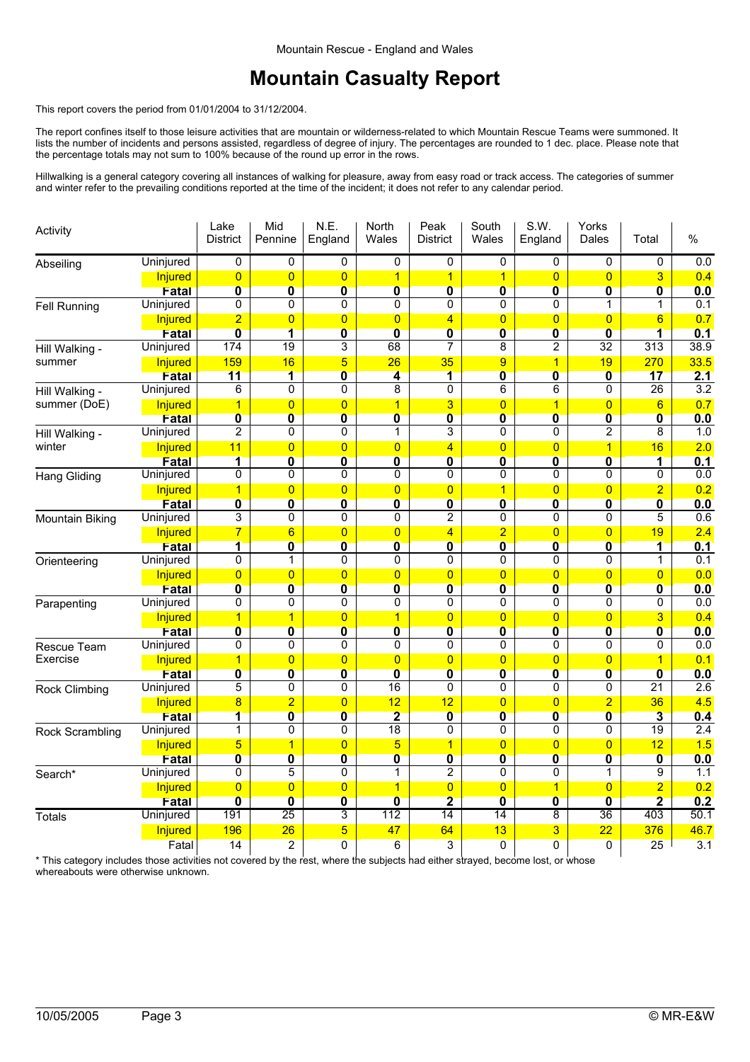Mountain Rescue - England and Wales

# Mountain Casualty Report

This report covers the period from 01/01/2004 to 31/12/2004.

The report confines itself to those leisure activities that are mountain or wilderness-related to which Mountain Rescue Teams were summoned. It lists the number of incidents and persons assisted, regardless of degree of injury. The percentages are rounded to 1 dec. place. Please note that the percentage totals may not sum to 100% because of the round up error in the rows.

Hillwalking is a general category covering all instances of walking for pleasure, away from easy road or track access. The categories of summer and winter refer to the prevailing conditions reported at the time of the incident; it does not refer to any calendar period.

| Activity | | Lake District | Mid Pennine | N.E. England | North Wales | Peak District | South Wales | S.W. England | Yorks Dales | Total | % |
|---|---|---|---|---|---|---|---|---|---|---|---|
| Abseiling | Uninjured | 0 | 0 | 0 | 0 | 0 | 0 | 0 | 0 | 0 | 0.0 |
| | Injured | 0 | 0 | 0 | 1 | 1 | 1 | 0 | 0 | 3 | 0.4 |
| | **Fatal** | **0** | **0** | **0** | **0** | **0** | **0** | **0** | **0** | **0** | **0.0** |
| Fell Running | Uninjured | 0 | 0 | 0 | 0 | 0 | 0 | 0 | 1 | 1 | 0.1 |
| | Injured | 2 | 0 | 0 | 0 | 4 | 0 | 0 | 0 | 6 | 0.7 |
| | **Fatal** | **0** | **1** | **0** | **0** | **0** | **0** | **0** | **0** | **1** | **0.1** |
| Hill Walking - summer | Uninjured | 174 | 19 | 3 | 68 | 7 | 8 | 2 | 32 | 313 | 38.9 |
| | Injured | 159 | 16 | 5 | 26 | 35 | 9 | 1 | 19 | 270 | 33.5 |
| | **Fatal** | **11** | **1** | **0** | **4** | **1** | **0** | **0** | **0** | **17** | **2.1** |
| Hill Walking - summer (DoE) | Uninjured | 6 | 0 | 0 | 8 | 0 | 6 | 6 | 0 | 26 | 3.2 |
| | Injured | 1 | 0 | 0 | 1 | 3 | 0 | 1 | 0 | 6 | 0.7 |
| | **Fatal** | **0** | **0** | **0** | **0** | **0** | **0** | **0** | **0** | **0** | **0.0** |
| Hill Walking - winter | Uninjured | 2 | 0 | 0 | 1 | 3 | 0 | 0 | 2 | 8 | 1.0 |
| | Injured | 11 | 0 | 0 | 0 | 4 | 0 | 0 | 1 | 16 | 2.0 |
| | **Fatal** | **1** | **0** | **0** | **0** | **0** | **0** | **0** | **0** | **1** | **0.1** |
| Hang Gliding | Uninjured | 0 | 0 | 0 | 0 | 0 | 0 | 0 | 0 | 0 | 0.0 |
| | Injured | 1 | 0 | 0 | 0 | 0 | 1 | 0 | 0 | 2 | 0.2 |
| | **Fatal** | **0** | **0** | **0** | **0** | **0** | **0** | **0** | **0** | **0** | **0.0** |
| Mountain Biking | Uninjured | 3 | 0 | 0 | 0 | 2 | 0 | 0 | 0 | 5 | 0.6 |
| | Injured | 7 | 6 | 0 | 0 | 4 | 2 | 0 | 0 | 19 | 2.4 |
| | **Fatal** | **1** | **0** | **0** | **0** | **0** | **0** | **0** | **0** | **1** | **0.1** |
| Orienteering | Uninjured | 0 | 1 | 0 | 0 | 0 | 0 | 0 | 0 | 1 | 0.1 |
| | Injured | 0 | 0 | 0 | 0 | 0 | 0 | 0 | 0 | 0 | 0.0 |
| | **Fatal** | **0** | **0** | **0** | **0** | **0** | **0** | **0** | **0** | **0** | **0.0** |
| Parapenting | Uninjured | 0 | 0 | 0 | 0 | 0 | 0 | 0 | 0 | 0 | 0.0 |
| | Injured | 1 | 1 | 0 | 1 | 0 | 0 | 0 | 0 | 3 | 0.4 |
| | **Fatal** | **0** | **0** | **0** | **0** | **0** | **0** | **0** | **0** | **0** | **0.0** |
| Rescue Team Exercise | Uninjured | 0 | 0 | 0 | 0 | 0 | 0 | 0 | 0 | 0 | 0.0 |
| | Injured | 1 | 0 | 0 | 0 | 0 | 0 | 0 | 0 | 1 | 0.1 |
| | **Fatal** | **0** | **0** | **0** | **0** | **0** | **0** | **0** | **0** | **0** | **0.0** |
| Rock Climbing | Uninjured | 5 | 0 | 0 | 16 | 0 | 0 | 0 | 0 | 21 | 2.6 |
| | Injured | 8 | 2 | 0 | 12 | 12 | 0 | 0 | 2 | 36 | 4.5 |
| | **Fatal** | **1** | **0** | **0** | **2** | **0** | **0** | **0** | **0** | **3** | **0.4** |
| Rock Scrambling | Uninjured | 1 | 0 | 0 | 18 | 0 | 0 | 0 | 0 | 19 | 2.4 |
| | Injured | 5 | 1 | 0 | 5 | 1 | 0 | 0 | 0 | 12 | 1.5 |
| | **Fatal** | **0** | **0** | **0** | **0** | **0** | **0** | **0** | **0** | **0** | **0.0** |
| Search* | Uninjured | 0 | 5 | 0 | 1 | 2 | 0 | 0 | 1 | 9 | 1.1 |
| | Injured | 0 | 0 | 0 | 1 | 0 | 0 | 1 | 0 | 2 | 0.2 |
| | **Fatal** | **0** | **0** | **0** | **0** | **2** | **0** | **0** | **0** | **2** | **0.2** |
| Totals | Uninjured | 191 | 25 | 3 | 112 | 14 | 14 | 8 | 36 | 403 | 50.1 |
| | Injured | 196 | 26 | 5 | 47 | 64 | 13 | 3 | 22 | 376 | 46.7 |
| | Fatal | 14 | 2 | 0 | 6 | 3 | 0 | 0 | 0 | 25 | 3.1 |

* This category includes those activities not covered by the rest, where the subjects had either strayed, become lost, or whose whereabouts were otherwise unknown.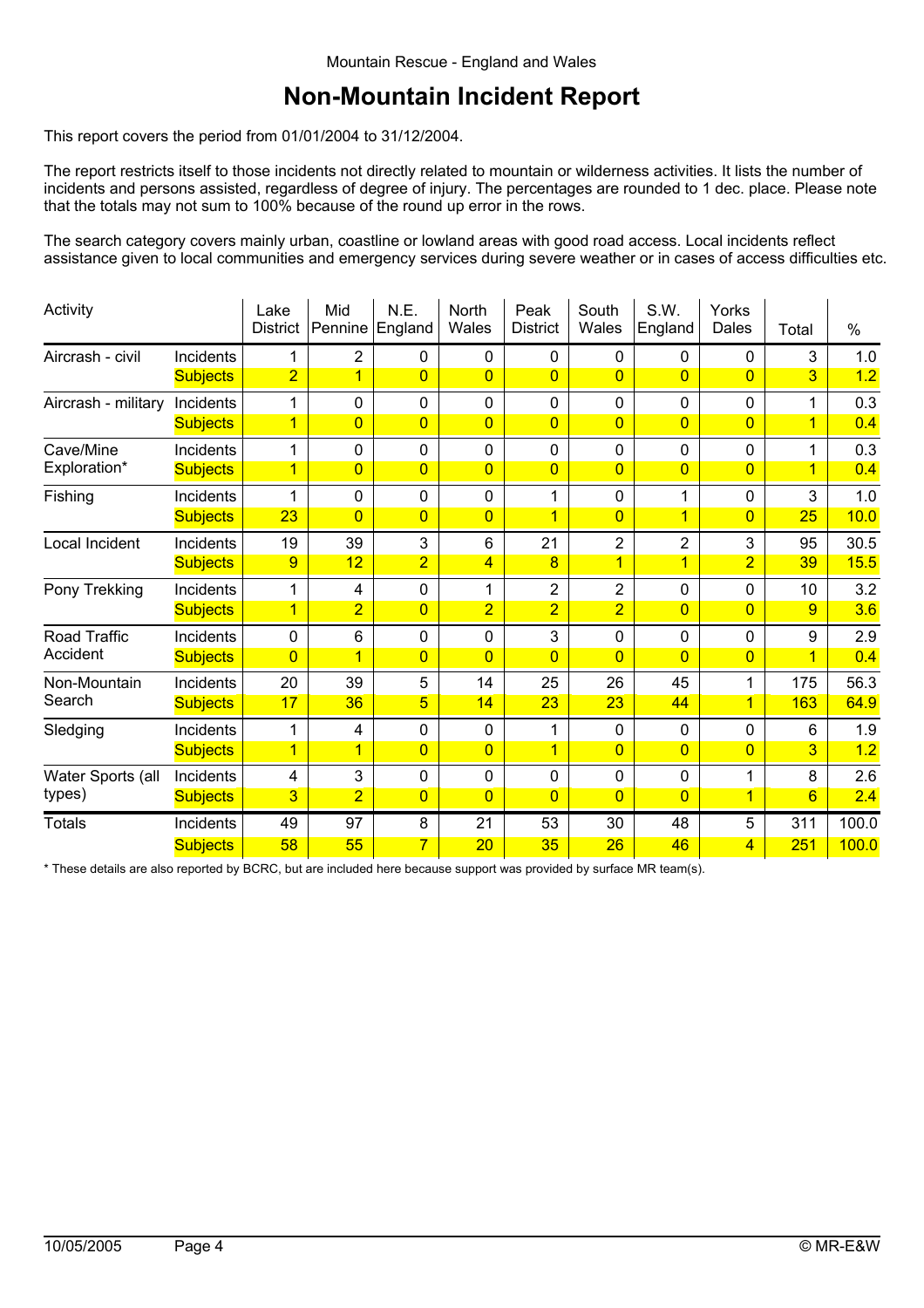Mountain Rescue - England and Wales

# Non-Mountain Incident Report

This report covers the period from 01/01/2004 to 31/12/2004.

The report restricts itself to those incidents not directly related to mountain or wilderness activities. It lists the number of incidents and persons assisted, regardless of degree of injury. The percentages are rounded to 1 dec. place. Please note that the totals may not sum to 100% because of the round up error in the rows.

The search category covers mainly urban, coastline or lowland areas with good road access. Local incidents reflect assistance given to local communities and emergency services during severe weather or in cases of access difficulties etc.

| Activity | | Lake District | Mid Pennine | N.E. England | North Wales | Peak District | South Wales | S.W. England | Yorks Dales | Total | % |
|---|---|---|---|---|---|---|---|---|---|---|---|
| Aircrash - civil | Incidents | 1 | 2 | 0 | 0 | 0 | 0 | 0 | 0 | 3 | 1.0 |
| | Subjects | 2 | 1 | 0 | 0 | 0 | 0 | 0 | 0 | 3 | 1.2 |
| Aircrash - military | Incidents | 1 | 0 | 0 | 0 | 0 | 0 | 0 | 0 | 1 | 0.3 |
| | Subjects | 1 | 0 | 0 | 0 | 0 | 0 | 0 | 0 | 1 | 0.4 |
| Cave/Mine Exploration* | Incidents | 1 | 0 | 0 | 0 | 0 | 0 | 0 | 0 | 1 | 0.3 |
| | Subjects | 1 | 0 | 0 | 0 | 0 | 0 | 0 | 0 | 1 | 0.4 |
| Fishing | Incidents | 1 | 0 | 0 | 0 | 1 | 0 | 1 | 0 | 3 | 1.0 |
| | Subjects | 23 | 0 | 0 | 0 | 1 | 0 | 1 | 0 | 25 | 10.0 |
| Local Incident | Incidents | 19 | 39 | 3 | 6 | 21 | 2 | 2 | 3 | 95 | 30.5 |
| | Subjects | 9 | 12 | 2 | 4 | 8 | 1 | 1 | 2 | 39 | 15.5 |
| Pony Trekking | Incidents | 1 | 4 | 0 | 1 | 2 | 2 | 0 | 0 | 10 | 3.2 |
| | Subjects | 1 | 2 | 0 | 2 | 2 | 2 | 0 | 0 | 9 | 3.6 |
| Road Traffic Accident | Incidents | 0 | 6 | 0 | 0 | 3 | 0 | 0 | 0 | 9 | 2.9 |
| | Subjects | 0 | 1 | 0 | 0 | 0 | 0 | 0 | 0 | 1 | 0.4 |
| Non-Mountain Search | Incidents | 20 | 39 | 5 | 14 | 25 | 26 | 45 | 1 | 175 | 56.3 |
| | Subjects | 17 | 36 | 5 | 14 | 23 | 23 | 44 | 1 | 163 | 64.9 |
| Sledging | Incidents | 1 | 4 | 0 | 0 | 1 | 0 | 0 | 0 | 6 | 1.9 |
| | Subjects | 1 | 1 | 0 | 0 | 1 | 0 | 0 | 0 | 3 | 1.2 |
| Water Sports (all types) | Incidents | 4 | 3 | 0 | 0 | 0 | 0 | 0 | 1 | 8 | 2.6 |
| | Subjects | 3 | 2 | 0 | 0 | 0 | 0 | 0 | 1 | 6 | 2.4 |
| Totals | Incidents | 49 | 97 | 8 | 21 | 53 | 30 | 48 | 5 | 311 | 100.0 |
| | Subjects | 58 | 55 | 7 | 20 | 35 | 26 | 46 | 4 | 251 | 100.0 |

* These details are also reported by BCRC, but are included here because support was provided by surface MR team(s).

10/05/2005 © MR-E&W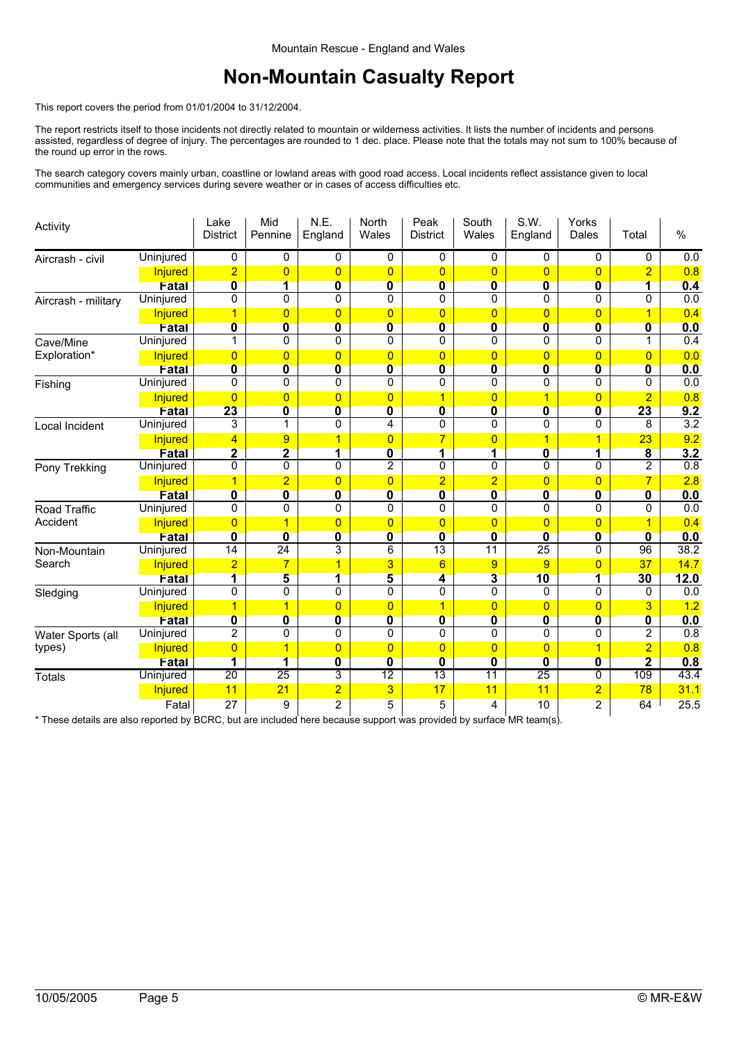Mountain Rescue - England and Wales

# Non-Mountain Casualty Report

This report covers the period from 01/01/2004 to 31/12/2004.

The report restricts itself to those incidents not directly related to mountain or wilderness activities. It lists the number of incidents and persons assisted, regardless of degree of injury. The percentages are rounded to 1 dec. place. Please note that the totals may not sum to 100% because of the round up error in the rows.

The search category covers mainly urban, coastline or lowland areas with good road access. Local incidents reflect assistance given to local communities and emergency services during severe weather or in cases of access difficulties etc.

| Activity | | Lake District | Mid Pennine | N.E. England | North Wales | Peak District | South Wales | S.W. England | Yorks Dales | Total | % |
|---|---|---|---|---|---|---|---|---|---|---|---|
| Aircrash - civil | Uninjured | 0 | 0 | 0 | 0 | 0 | 0 | 0 | 0 | 0 | 0.0 |
| | Injured | 2 | 0 | 0 | 0 | 0 | 0 | 0 | 0 | 2 | 0.8 |
| | **Fatal** | **0** | **1** | **0** | **0** | **0** | **0** | **0** | **0** | **1** | **0.4** |
| Aircrash - military | Uninjured | 0 | 0 | 0 | 0 | 0 | 0 | 0 | 0 | 0 | 0.0 |
| | Injured | 1 | 0 | 0 | 0 | 0 | 0 | 0 | 0 | 1 | 0.4 |
| | **Fatal** | **0** | **0** | **0** | **0** | **0** | **0** | **0** | **0** | **0** | **0.0** |
| Cave/Mine Exploration* | Uninjured | 1 | 0 | 0 | 0 | 0 | 0 | 0 | 0 | 1 | 0.4 |
| | Injured | 0 | 0 | 0 | 0 | 0 | 0 | 0 | 0 | 0 | 0.0 |
| | **Fatal** | **0** | **0** | **0** | **0** | **0** | **0** | **0** | **0** | **0** | **0.0** |
| Fishing | Uninjured | 0 | 0 | 0 | 0 | 0 | 0 | 0 | 0 | 0 | 0.0 |
| | Injured | 0 | 0 | 0 | 0 | 1 | 0 | 1 | 0 | 2 | 0.8 |
| | **Fatal** | **23** | **0** | **0** | **0** | **0** | **0** | **0** | **0** | **23** | **9.2** |
| Local Incident | Uninjured | 3 | 1 | 0 | 4 | 0 | 0 | 0 | 0 | 8 | 3.2 |
| | Injured | 4 | 9 | 1 | 0 | 7 | 0 | 1 | 1 | 23 | 9.2 |
| | **Fatal** | **2** | **2** | **1** | **0** | **1** | **1** | **0** | **1** | **8** | **3.2** |
| Pony Trekking | Uninjured | 0 | 0 | 0 | 2 | 0 | 0 | 0 | 0 | 2 | 0.8 |
| | Injured | 1 | 2 | 0 | 0 | 2 | 2 | 0 | 0 | 7 | 2.8 |
| | **Fatal** | **0** | **0** | **0** | **0** | **0** | **0** | **0** | **0** | **0** | **0.0** |
| Road Traffic Accident | Uninjured | 0 | 0 | 0 | 0 | 0 | 0 | 0 | 0 | 0 | 0.0 |
| | Injured | 0 | 1 | 0 | 0 | 0 | 0 | 0 | 0 | 1 | 0.4 |
| | **Fatal** | **0** | **0** | **0** | **0** | **0** | **0** | **0** | **0** | **0** | **0.0** |
| Non-Mountain Search | Uninjured | 14 | 24 | 3 | 6 | 13 | 11 | 25 | 0 | 96 | 38.2 |
| | Injured | 2 | 7 | 1 | 3 | 6 | 9 | 9 | 0 | 37 | 14.7 |
| | **Fatal** | **1** | **5** | **1** | **5** | **4** | **3** | **10** | **1** | **30** | **12.0** |
| Sledging | Uninjured | 0 | 0 | 0 | 0 | 0 | 0 | 0 | 0 | 0 | 0.0 |
| | Injured | 1 | 1 | 0 | 0 | 1 | 0 | 0 | 0 | 3 | 1.2 |
| | **Fatal** | **0** | **0** | **0** | **0** | **0** | **0** | **0** | **0** | **0** | **0.0** |
| Water Sports (all types) | Uninjured | 2 | 0 | 0 | 0 | 0 | 0 | 0 | 0 | 2 | 0.8 |
| | Injured | 0 | 1 | 0 | 0 | 0 | 0 | 0 | 1 | 2 | 0.8 |
| | **Fatal** | **1** | **1** | **0** | **0** | **0** | **0** | **0** | **0** | **2** | **0.8** |
| Totals | Uninjured | 20 | 25 | 3 | 12 | 13 | 11 | 25 | 0 | 109 | 43.4 |
| | Injured | 11 | 21 | 2 | 3 | 17 | 11 | 11 | 2 | 78 | 31.1 |
| | Fatal | 27 | 9 | 2 | 5 | 5 | 4 | 10 | 2 | 64 | 25.5 |

* These details are also reported by BCRC, but are included here because support was provided by surface MR team(s).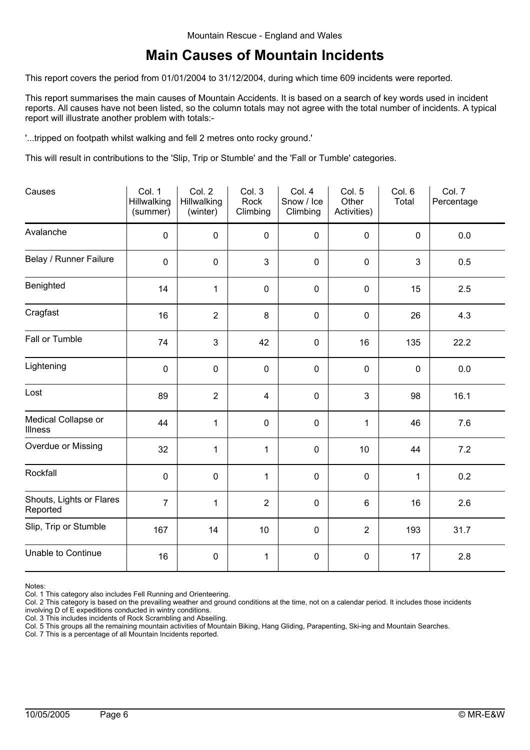Mountain Rescue - England and Wales

# Main Causes of Mountain Incidents

This report covers the period from 01/01/2004 to 31/12/2004, during which time 609 incidents were reported.

This report summarises the main causes of Mountain Accidents. It is based on a search of key words used in incident reports. All causes have not been listed, so the column totals may not agree with the total number of incidents. A typical report will illustrate another problem with totals:-

'...tripped on footpath whilst walking and fell 2 metres onto rocky ground.'

This will result in contributions to the 'Slip, Trip or Stumble' and the 'Fall or Tumble' categories.

| Causes | Col. 1 Hillwalking (summer) | Col. 2 Hillwalking (winter) | Col. 3 Rock Climbing | Col. 4 Snow / Ice Climbing | Col. 5 Other Activities) | Col. 6 Total | Col. 7 Percentage |
|---|---|---|---|---|---|---|---|
| Avalanche | 0 | 0 | 0 | 0 | 0 | 0 | 0.0 |
| Belay / Runner Failure | 0 | 0 | 3 | 0 | 0 | 3 | 0.5 |
| Benighted | 14 | 1 | 0 | 0 | 0 | 15 | 2.5 |
| Cragfast | 16 | 2 | 8 | 0 | 0 | 26 | 4.3 |
| Fall or Tumble | 74 | 3 | 42 | 0 | 16 | 135 | 22.2 |
| Lightening | 0 | 0 | 0 | 0 | 0 | 0 | 0.0 |
| Lost | 89 | 2 | 4 | 0 | 3 | 98 | 16.1 |
| Medical Collapse or Illness | 44 | 1 | 0 | 0 | 1 | 46 | 7.6 |
| Overdue or Missing | 32 | 1 | 1 | 0 | 10 | 44 | 7.2 |
| Rockfall | 0 | 0 | 1 | 0 | 0 | 1 | 0.2 |
| Shouts, Lights or Flares Reported | 7 | 1 | 2 | 0 | 6 | 16 | 2.6 |
| Slip, Trip or Stumble | 167 | 14 | 10 | 0 | 2 | 193 | 31.7 |
| Unable to Continue | 16 | 0 | 1 | 0 | 0 | 17 | 2.8 |

Notes:
Col. 1 This category also includes Fell Running and Orienteering.
Col. 2 This category is based on the prevailing weather and ground conditions at the time, not on a calendar period. It includes those incidents involving D of E expeditions conducted in wintry conditions.
Col. 3 This includes incidents of Rock Scrambling and Abseiling.
Col. 5 This groups all the remaining mountain activities of Mountain Biking, Hang Gliding, Parapenting, Ski-ing and Mountain Searches.
Col. 7 This is a percentage of all Mountain Incidents reported.

10/05/2005 Page 6 © MR-E&W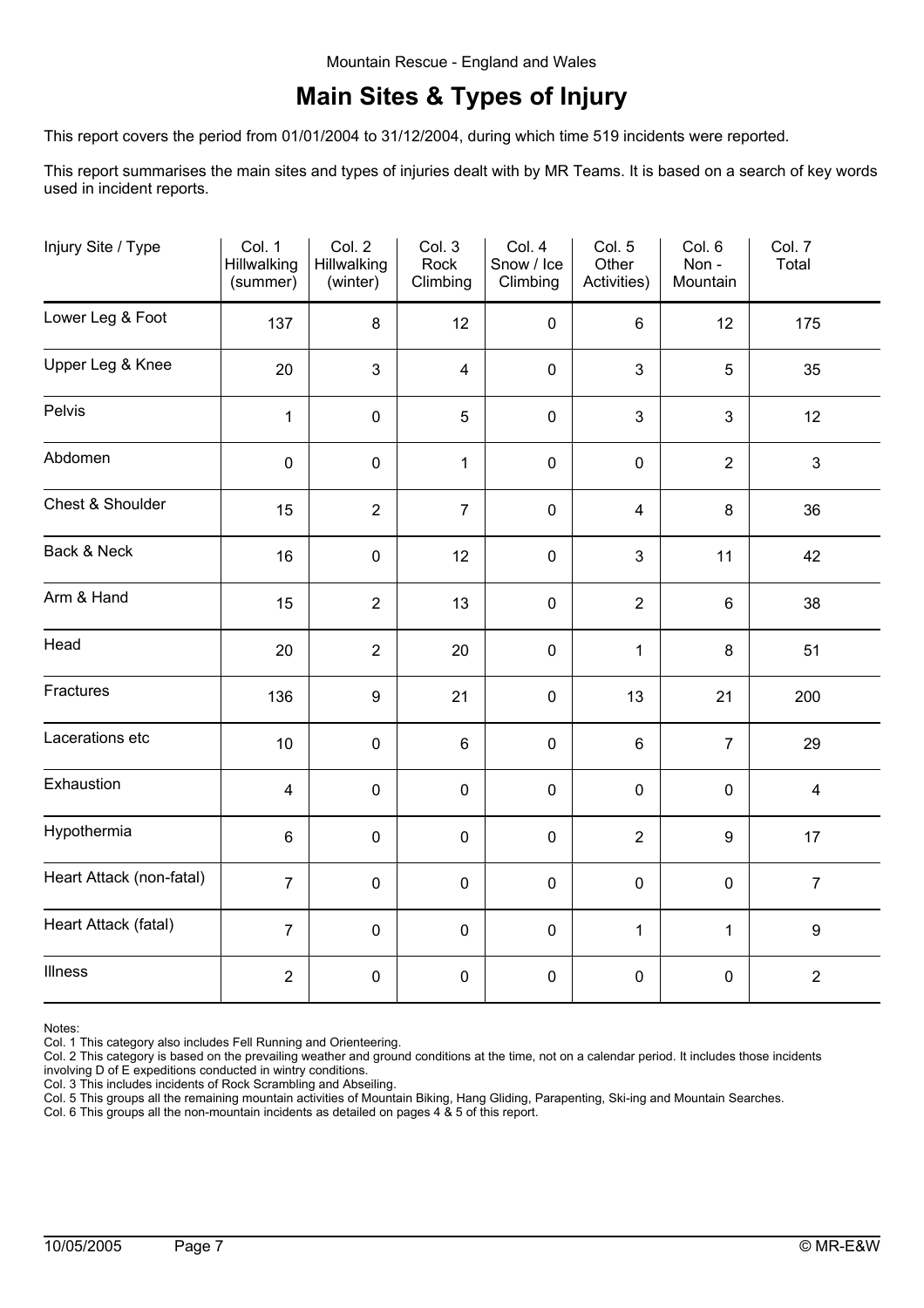# Main Sites & Types of Injury

This report covers the period from 01/01/2004 to 31/12/2004, during which time 519 incidents were reported.

This report summarises the main sites and types of injuries dealt with by MR Teams. It is based on a search of key words used in incident reports.

| Injury Site / Type | Col. 1 Hillwalking (summer) | Col. 2 Hillwalking (winter) | Col. 3 Rock Climbing | Col. 4 Snow / Ice Climbing | Col. 5 Other Activities) | Col. 6 Non - Mountain | Col. 7 Total |
|---|---|---|---|---|---|---|---|
| Lower Leg & Foot | 137 | 8 | 12 | 0 | 6 | 12 | 175 |
| Upper Leg & Knee | 20 | 3 | 4 | 0 | 3 | 5 | 35 |
| Pelvis | 1 | 0 | 5 | 0 | 3 | 3 | 12 |
| Abdomen | 0 | 0 | 1 | 0 | 0 | 2 | 3 |
| Chest & Shoulder | 15 | 2 | 7 | 0 | 4 | 8 | 36 |
| Back & Neck | 16 | 0 | 12 | 0 | 3 | 11 | 42 |
| Arm & Hand | 15 | 2 | 13 | 0 | 2 | 6 | 38 |
| Head | 20 | 2 | 20 | 0 | 1 | 8 | 51 |
| Fractures | 136 | 9 | 21 | 0 | 13 | 21 | 200 |
| Lacerations etc | 10 | 0 | 6 | 0 | 6 | 7 | 29 |
| Exhaustion | 4 | 0 | 0 | 0 | 0 | 0 | 4 |
| Hypothermia | 6 | 0 | 0 | 0 | 2 | 9 | 17 |
| Heart Attack (non-fatal) | 7 | 0 | 0 | 0 | 0 | 0 | 7 |
| Heart Attack (fatal) | 7 | 0 | 0 | 0 | 1 | 1 | 9 |
| Illness | 2 | 0 | 0 | 0 | 0 | 0 | 2 |

Notes:
Col. 1 This category also includes Fell Running and Orienteering.
Col. 2 This category is based on the prevailing weather and ground conditions at the time, not on a calendar period. It includes those incidents involving D of E expeditions conducted in wintry conditions.
Col. 3 This includes incidents of Rock Scrambling and Abseiling.
Col. 5 This groups all the remaining mountain activities of Mountain Biking, Hang Gliding, Parapenting, Ski-ing and Mountain Searches.
Col. 6 This groups all the non-mountain incidents as detailed on pages 4 & 5 of this report.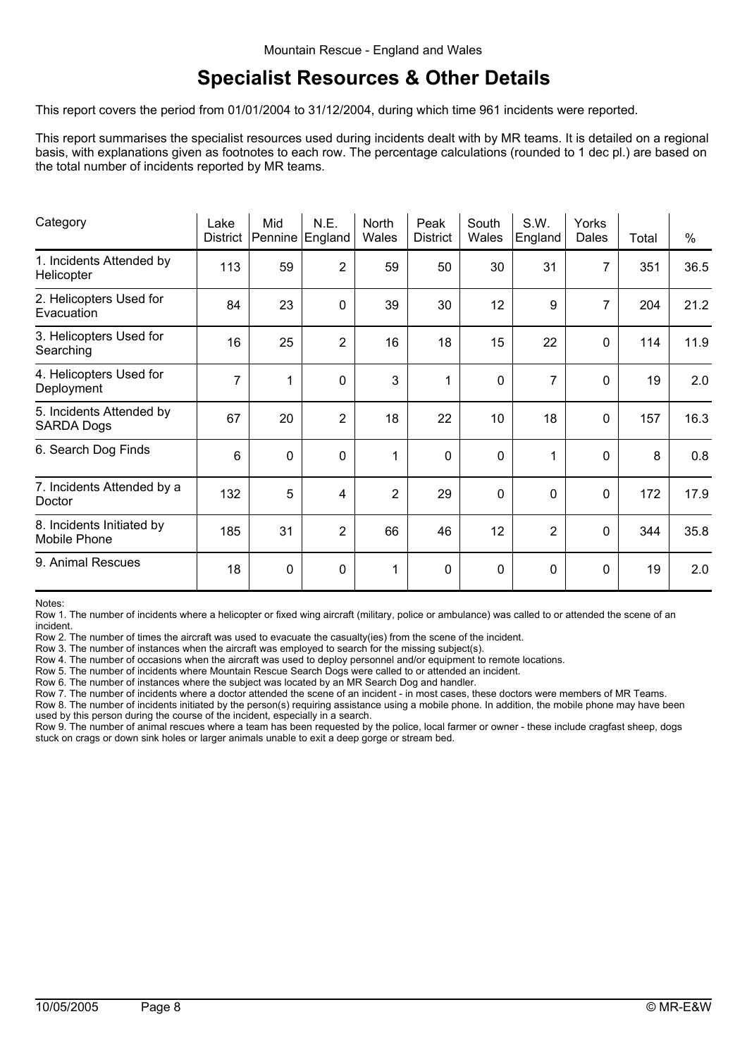# Specialist Resources & Other Details

This report covers the period from 01/01/2004 to 31/12/2004, during which time 961 incidents were reported.

This report summarises the specialist resources used during incidents dealt with by MR teams. It is detailed on a regional basis, with explanations given as footnotes to each row. The percentage calculations (rounded to 1 dec pl.) are based on the total number of incidents reported by MR teams.

| Category | Lake District | Mid Pennine | N.E. England | North Wales | Peak District | South Wales | S.W. England | Yorks Dales | Total | % |
|---|---|---|---|---|---|---|---|---|---|---|
| 1. Incidents Attended by Helicopter | 113 | 59 | 2 | 59 | 50 | 30 | 31 | 7 | 351 | 36.5 |
| 2. Helicopters Used for Evacuation | 84 | 23 | 0 | 39 | 30 | 12 | 9 | 7 | 204 | 21.2 |
| 3. Helicopters Used for Searching | 16 | 25 | 2 | 16 | 18 | 15 | 22 | 0 | 114 | 11.9 |
| 4. Helicopters Used for Deployment | 7 | 1 | 0 | 3 | 1 | 0 | 7 | 0 | 19 | 2.0 |
| 5. Incidents Attended by SARDA Dogs | 67 | 20 | 2 | 18 | 22 | 10 | 18 | 0 | 157 | 16.3 |
| 6. Search Dog Finds | 6 | 0 | 0 | 1 | 0 | 0 | 1 | 0 | 8 | 0.8 |
| 7. Incidents Attended by a Doctor | 132 | 5 | 4 | 2 | 29 | 0 | 0 | 0 | 172 | 17.9 |
| 8. Incidents Initiated by Mobile Phone | 185 | 31 | 2 | 66 | 46 | 12 | 2 | 0 | 344 | 35.8 |
| 9. Animal Rescues | 18 | 0 | 0 | 1 | 0 | 0 | 0 | 0 | 19 | 2.0 |

Notes:

Row 1. The number of incidents where a helicopter or fixed wing aircraft (military, police or ambulance) was called to or attended the scene of an incident.

Row 2. The number of times the aircraft was used to evacuate the casualty(ies) from the scene of the incident.

Row 3. The number of instances when the aircraft was employed to search for the missing subject(s).

Row 4. The number of occasions when the aircraft was used to deploy personnel and/or equipment to remote locations.

Row 5. The number of incidents where Mountain Rescue Search Dogs were called to or attended an incident.

Row 6. The number of instances where the subject was located by an MR Search Dog and handler.

Row 7. The number of incidents where a doctor attended the scene of an incident - in most cases, these doctors were members of MR Teams.

Row 8. The number of incidents initiated by the person(s) requiring assistance using a mobile phone. In addition, the mobile phone may have been used by this person during the course of the incident, especially in a search.

Row 9. The number of animal rescues where a team has been requested by the police, local farmer or owner - these include cragfast sheep, dogs stuck on crags or down sink holes or larger animals unable to exit a deep gorge or stream bed.